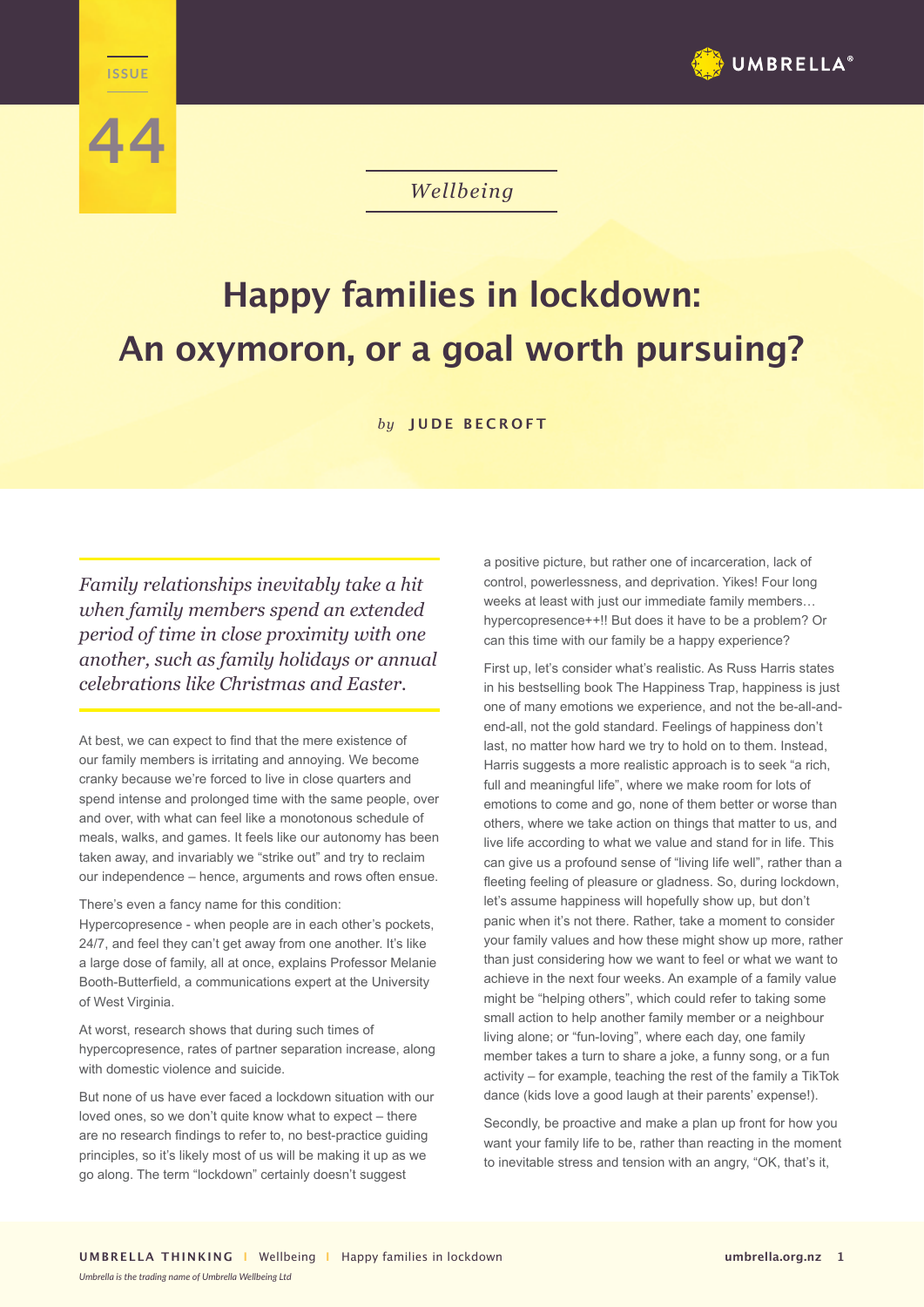ISSUE

44

*Wellbeing*

# Happy families in lockdown: An oxymoron, or a goal worth pursuing?

*by* **JUDE BECROFT**

*Family relationships inevitably take a hit when family members spend an extended period of time in close proximity with one another, such as family holidays or annual celebrations like Christmas and Easter.*

At best, we can expect to find that the mere existence of our family members is irritating and annoying. We become cranky because we're forced to live in close quarters and spend intense and prolonged time with the same people, over and over, with what can feel like a monotonous schedule of meals, walks, and games. It feels like our autonomy has been taken away, and invariably we "strike out" and try to reclaim our independence – hence, arguments and rows often ensue.

There's even a fancy name for this condition: Hypercopresence - when people are in each other's pockets, 24/7, and feel they can't get away from one another. It's like a large dose of family, all at once, explains Professor Melanie Booth-Butterfield, a communications expert at the University of West Virginia.

At worst, research shows that during such times of hypercopresence, rates of partner separation increase, along with domestic violence and suicide.

But none of us have ever faced a lockdown situation with our loved ones, so we don't quite know what to expect – there are no research findings to refer to, no best-practice guiding principles, so it's likely most of us will be making it up as we go along. The term "lockdown" certainly doesn't suggest a positive picture, but rather one of incarceration, lack of control, powerlessness, and deprivation. Yikes! Four long weeks at least with just our immediate family members… hypercopresence++!! But does it have to be a problem? Or can this time with our family be a happy experience?

First up, let's consider what's realistic. As Russ Harris states in his bestselling book The Happiness Trap, happiness is just one of many emotions we experience, and not the be-all-and-end-all, not the gold standard. Feelings of happiness don't last, no matter how hard we try to hold on to them. Instead, Harris suggests a more realistic approach is to seek "a rich, full and meaningful life", where we make room for lots of emotions to come and go, none of them better or worse than others, where we take action on things that matter to us, and live life according to what we value and stand for in life. This can give us a profound sense of "living life well", rather than a fleeting feeling of pleasure or gladness. So, during lockdown, let's assume happiness will hopefully show up, but don't panic when it's not there. Rather, take a moment to consider your family values and how these might show up more, rather than just considering how we want to feel or what we want to achieve in the next four weeks. An example of a family value might be "helping others", which could refer to taking some small action to help another family member or a neighbour living alone; or "fun-loving", where each day, one family member takes a turn to share a joke, a funny song, or a fun activity – for example, teaching the rest of the family a TikTok dance (kids love a good laugh at their parents' expense!).

Secondly, be proactive and make a plan up front for how you want your family life to be, rather than reacting in the moment to inevitable stress and tension with an angry, "OK, that's it,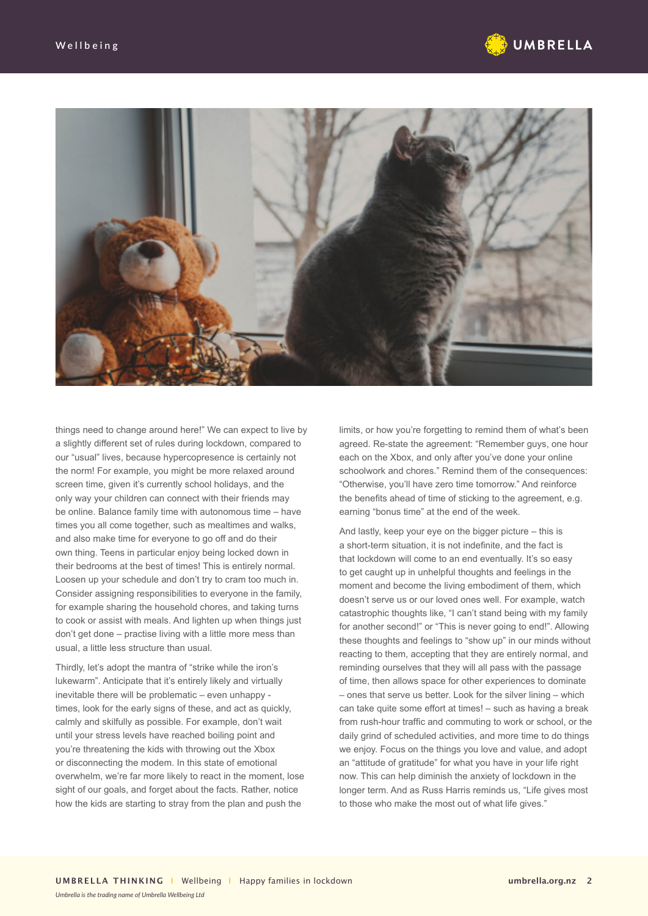things need to change around here!" We can expect to live by a slightly different set of rules during lockdown, compared to our "usual" lives, because hypercopresence is certainly not the norm! For example, you might be more relaxed around screen time, given it's currently school holidays, and the only way your children can connect with their friends may be online. Balance family time with autonomous time – have times you all come together, such as mealtimes and walks, and also make time for everyone to go off and do their own thing. Teens in particular enjoy being locked down in their bedrooms at the best of times! This is entirely normal. Loosen up your schedule and don't try to cram too much in. Consider assigning responsibilities to everyone in the family, for example sharing the household chores, and taking turns to cook or assist with meals. And lighten up when things just don't get done – practise living with a little more mess than usual, a little less structure than usual.

Thirdly, let's adopt the mantra of "strike while the iron's lukewarm". Anticipate that it's entirely likely and virtually inevitable there will be problematic – even unhappy - times, look for the early signs of these, and act as quickly, calmly and skilfully as possible. For example, don't wait until your stress levels have reached boiling point and you're threatening the kids with throwing out the Xbox or disconnecting the modem. In this state of emotional overwhelm, we're far more likely to react in the moment, lose sight of our goals, and forget about the facts. Rather, notice how the kids are starting to stray from the plan and push the limits, or how you're forgetting to remind them of what's been agreed. Re-state the agreement: "Remember guys, one hour each on the Xbox, and only after you've done your online schoolwork and chores." Remind them of the consequences: "Otherwise, you'll have zero time tomorrow." And reinforce the benefits ahead of time of sticking to the agreement, e.g. earning "bonus time" at the end of the week.

And lastly, keep your eye on the bigger picture – this is a short-term situation, it is not indefinite, and the fact is that lockdown will come to an end eventually. It's so easy to get caught up in unhelpful thoughts and feelings in the moment and become the living embodiment of them, which doesn't serve us or our loved ones well. For example, watch catastrophic thoughts like, "I can't stand being with my family for another second!" or "This is never going to end!". Allowing these thoughts and feelings to "show up" in our minds without reacting to them, accepting that they are entirely normal, and reminding ourselves that they will all pass with the passage of time, then allows space for other experiences to dominate – ones that serve us better. Look for the silver lining – which can take quite some effort at times! – such as having a break from rush-hour traffic and commuting to work or school, or the daily grind of scheduled activities, and more time to do things we enjoy. Focus on the things you love and value, and adopt an "attitude of gratitude" for what you have in your life right now. This can help diminish the anxiety of lockdown in the longer term. And as Russ Harris reminds us, "Life gives most to those who make the most out of what life gives."

*Umbrella is the trading name of Umbrella Wellbeing Ltd*